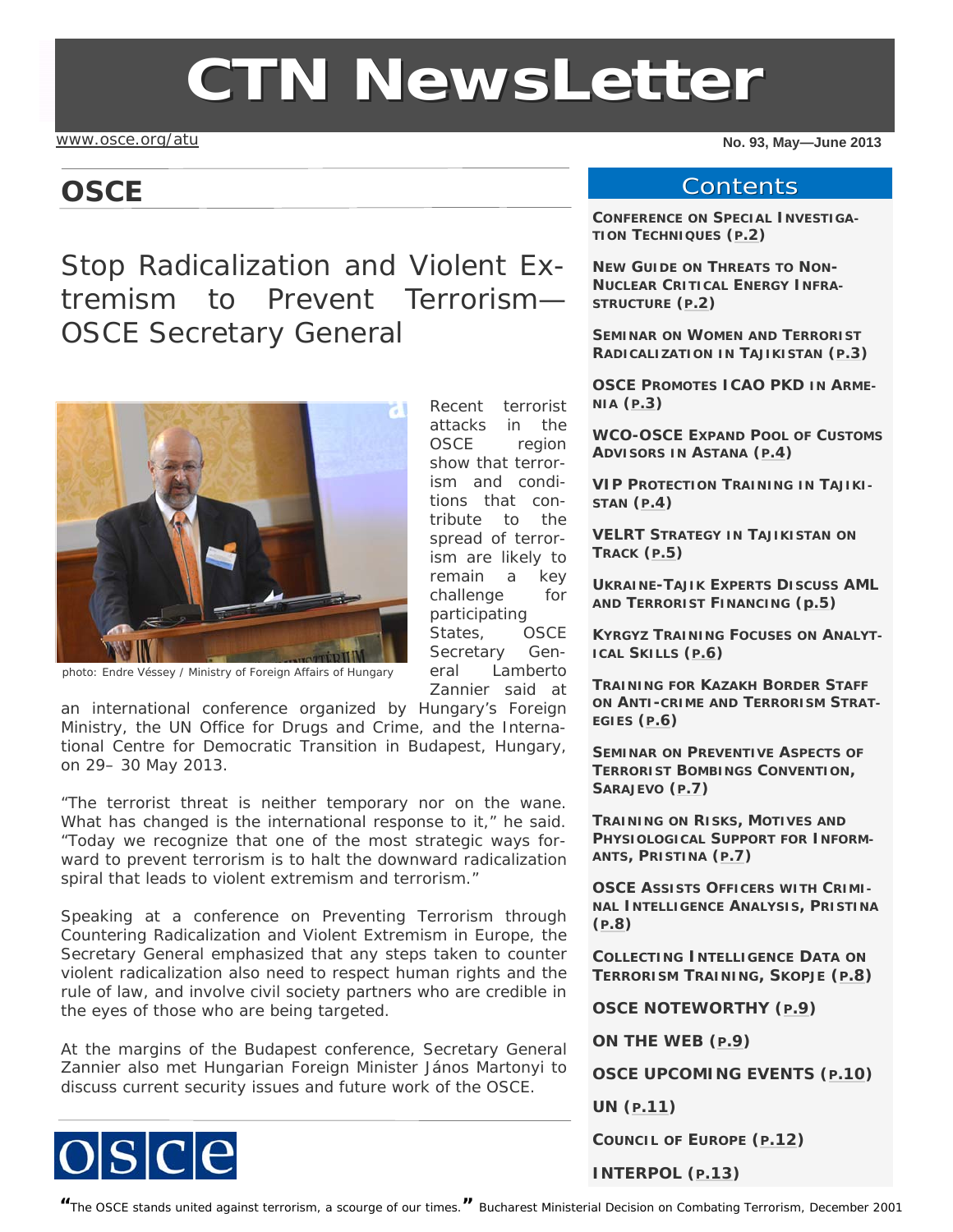# CTN NewsLetter

www.osce.org/atu

No. 93, May—June 2013

## OSCE

### Stop Radicalization and Violent Extremism to Prevent Terrorism—OSCE Secretary General

photo: Endre Véssey / Ministry of Foreign Affairs of Hungary

Recent terrorist attacks in the OSCE region show that terrorism and conditions that contribute to the spread of terrorism are likely to remain a key challenge for participating States, OSCE Secretary General Lamberto Zannier said at an international conference organized by Hungary's Foreign Ministry, the UN Office for Drugs and Crime, and the International Centre for Democratic Transition in Budapest, Hungary, on 29– 30 May 2013.

"The terrorist threat is neither temporary nor on the wane. What has changed is the international response to it," he said. "Today we recognize that one of the most strategic ways forward to prevent terrorism is to halt the downward radicalization spiral that leads to violent extremism and terrorism."

Speaking at a conference on Preventing Terrorism through Countering Radicalization and Violent Extremism in Europe, the Secretary General emphasized that any steps taken to counter violent radicalization also need to respect human rights and the rule of law, and involve civil society partners who are credible in the eyes of those who are being targeted.

At the margins of the Budapest conference, Secretary General Zannier also met Hungarian Foreign Minister János Martonyi to discuss current security issues and future work of the OSCE.

## Contents

- **Conference on Special Investigation Techniques (p.2)**
- **New Guide on Threats to Non-Nuclear Critical Energy Infrastructure (p.2)**
- **Seminar on Women and Terrorist Radicalization in Tajikistan (p.3)**
- **OSCE Promotes ICAO PKD in Armenia (p.3)**
- **WCO-OSCE Expand Pool of Customs Advisors in Astana (p.4)**
- **VIP Protection Training in Tajikistan (p.4)**
- **VELRT Strategy in Tajikistan on Track (p.5)**
- **Ukraine-Tajik Experts Discuss AML and Terrorist Financing (p.5)**
- **Kyrgyz Training Focuses on Analytical Skills (p.6)**
- **Training for Kazakh Border Staff on Anti-crime and Terrorism Strategies (p.6)**
- **Seminar on Preventive Aspects of Terrorist Bombings Convention, Sarajevo (p.7)**
- **Training on Risks, Motives and Physiological Support for Informants, Pristina (p.7)**
- **OSCE Assists Officers with Criminal Intelligence Analysis, Pristina (p.8)**
- **Collecting Intelligence Data on Terrorism Training, Skopje (p.8)**
- **OSCE Noteworthy (p.9)**
- **On the Web (p.9)**
- **OSCE Upcoming Events (p.10)**
- **UN (p.11)**
- **Council of Europe (p.12)**
- **INTERPOL (p.13)**

*"The OSCE stands united against terrorism, a scourge of our times."* Bucharest Ministerial Decision on Combating Terrorism, December 2001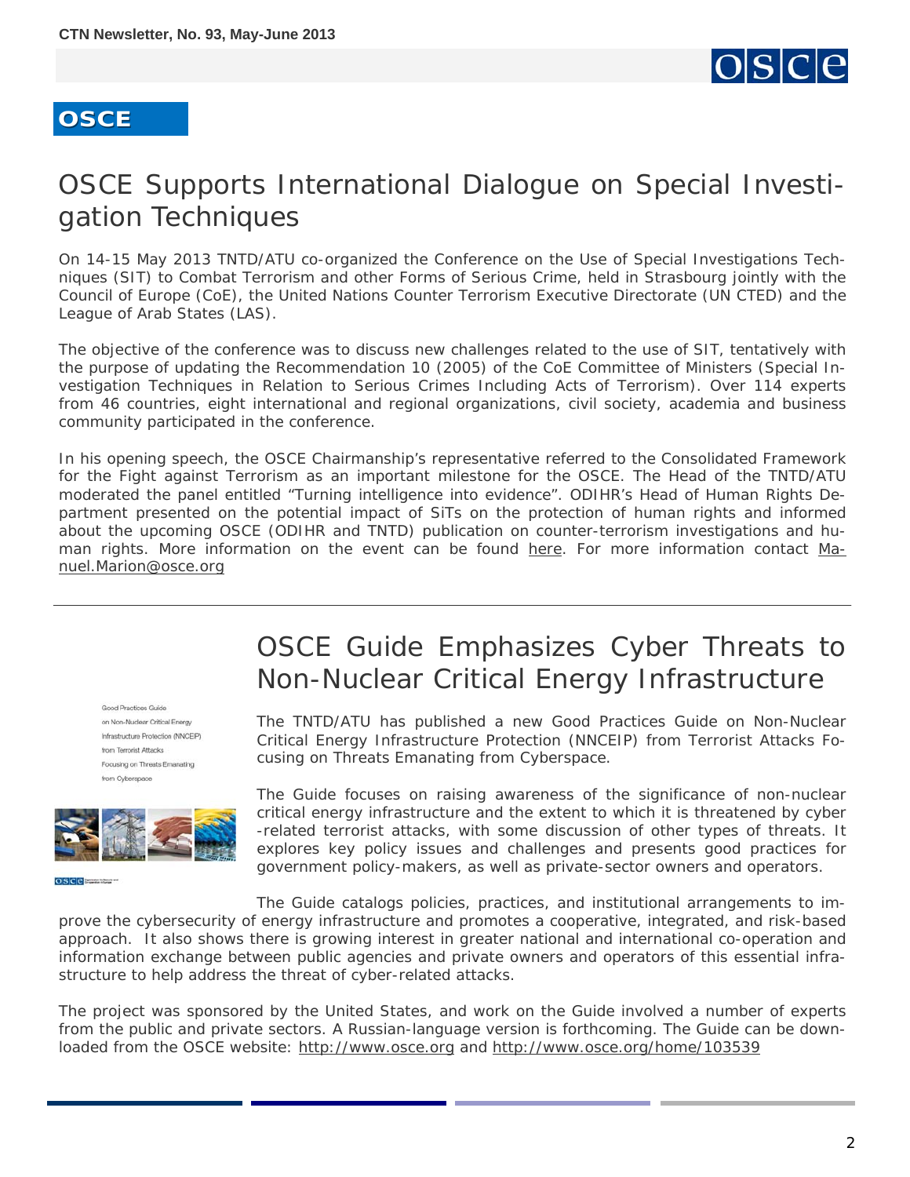**OSCE**

# OSCE Supports International Dialogue on Special Investigation Techniques

On 14-15 May 2013 TNTD/ATU co-organized the Conference on the Use of Special Investigations Techniques (SIT) to Combat Terrorism and other Forms of Serious Crime, held in Strasbourg jointly with the Council of Europe (CoE), the United Nations Counter Terrorism Executive Directorate (UN CTED) and the League of Arab States (LAS).

The objective of the conference was to discuss new challenges related to the use of SIT, tentatively with the purpose of updating the Recommendation 10 (2005) of the CoE Committee of Ministers (Special Investigation Techniques in Relation to Serious Crimes Including Acts of Terrorism). Over 114 experts from 46 countries, eight international and regional organizations, civil society, academia and business community participated in the conference.

In his opening speech, the OSCE Chairmanship's representative referred to the Consolidated Framework for the Fight against Terrorism as an important milestone for the OSCE. The Head of the TNTD/ATU moderated the panel entitled "Turning intelligence into evidence". ODIHR's Head of Human Rights Department presented on the potential impact of SiTs on the protection of human rights and informed about the upcoming OSCE (ODIHR and TNTD) publication on counter-terrorism investigations and human rights. More information on the event can be found here. For more information contact Manuel.Marion@osce.org

---

# OSCE Guide Emphasizes Cyber Threats to Non-Nuclear Critical Energy Infrastructure

Good Practices Guide on Non-Nuclear Critical Energy Infrastructure Protection (NNCEIP) from Terrorist Attacks Focusing on Threats Emanating from Cyberspace

The TNTD/ATU has published a new Good Practices Guide on Non-Nuclear Critical Energy Infrastructure Protection (NNCEIP) from Terrorist Attacks Focusing on Threats Emanating from Cyberspace.

The Guide focuses on raising awareness of the significance of non-nuclear critical energy infrastructure and the extent to which it is threatened by cyber-related terrorist attacks, with some discussion of other types of threats. It explores key policy issues and challenges and presents good practices for government policy-makers, as well as private-sector owners and operators.

The Guide catalogs policies, practices, and institutional arrangements to improve the cybersecurity of energy infrastructure and promotes a cooperative, integrated, and risk-based approach. It also shows there is growing interest in greater national and international co-operation and information exchange between public agencies and private owners and operators of this essential infrastructure to help address the threat of cyber-related attacks.

The project was sponsored by the United States, and work on the Guide involved a number of experts from the public and private sectors. A Russian-language version is forthcoming. The Guide can be downloaded from the OSCE website: http://www.osce.org and http://www.osce.org/home/103539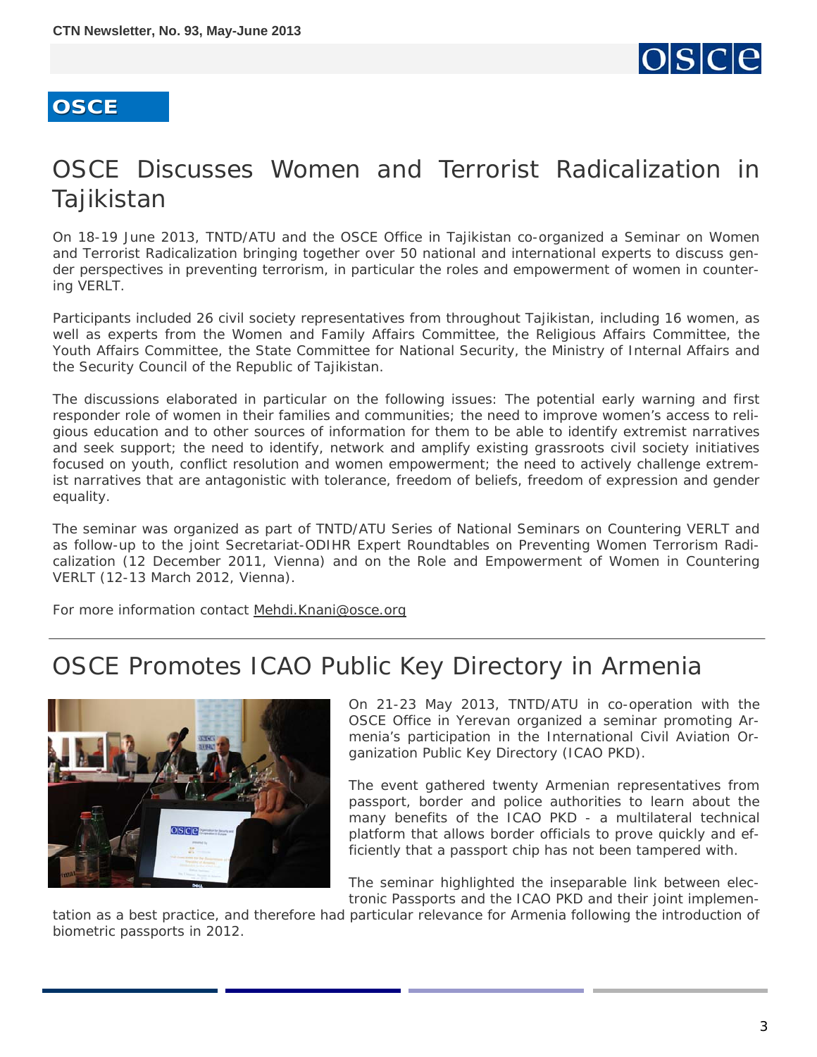**OSCE**

# OSCE Discusses Women and Terrorist Radicalization in Tajikistan

On 18-19 June 2013, TNTD/ATU and the OSCE Office in Tajikistan co-organized a Seminar on Women and Terrorist Radicalization bringing together over 50 national and international experts to discuss gender perspectives in preventing terrorism, in particular the roles and empowerment of women in countering VERLT.

Participants included 26 civil society representatives from throughout Tajikistan, including 16 women, as well as experts from the Women and Family Affairs Committee, the Religious Affairs Committee, the Youth Affairs Committee, the State Committee for National Security, the Ministry of Internal Affairs and the Security Council of the Republic of Tajikistan.

The discussions elaborated in particular on the following issues: The potential early warning and first responder role of women in their families and communities; the need to improve women's access to religious education and to other sources of information for them to be able to identify extremist narratives and seek support; the need to identify, network and amplify existing grassroots civil society initiatives focused on youth, conflict resolution and women empowerment; the need to actively challenge extremist narratives that are antagonistic with tolerance, freedom of beliefs, freedom of expression and gender equality.

The seminar was organized as part of TNTD/ATU Series of National Seminars on Countering VERLT and as follow-up to the joint Secretariat-ODIHR Expert Roundtables on Preventing Women Terrorism Radicalization (12 December 2011, Vienna) and on the Role and Empowerment of Women in Countering VERLT (12-13 March 2012, Vienna).

For more information contact Mehdi.Knani@osce.org

---

# OSCE Promotes ICAO Public Key Directory in Armenia

On 21-23 May 2013, TNTD/ATU in co-operation with the OSCE Office in Yerevan organized a seminar promoting Armenia's participation in the International Civil Aviation Organization Public Key Directory (ICAO PKD).

The event gathered twenty Armenian representatives from passport, border and police authorities to learn about the many benefits of the ICAO PKD - a multilateral technical platform that allows border officials to prove quickly and efficiently that a passport chip has not been tampered with.

The seminar highlighted the inseparable link between electronic Passports and the ICAO PKD and their joint implementation as a best practice, and therefore had particular relevance for Armenia following the introduction of biometric passports in 2012.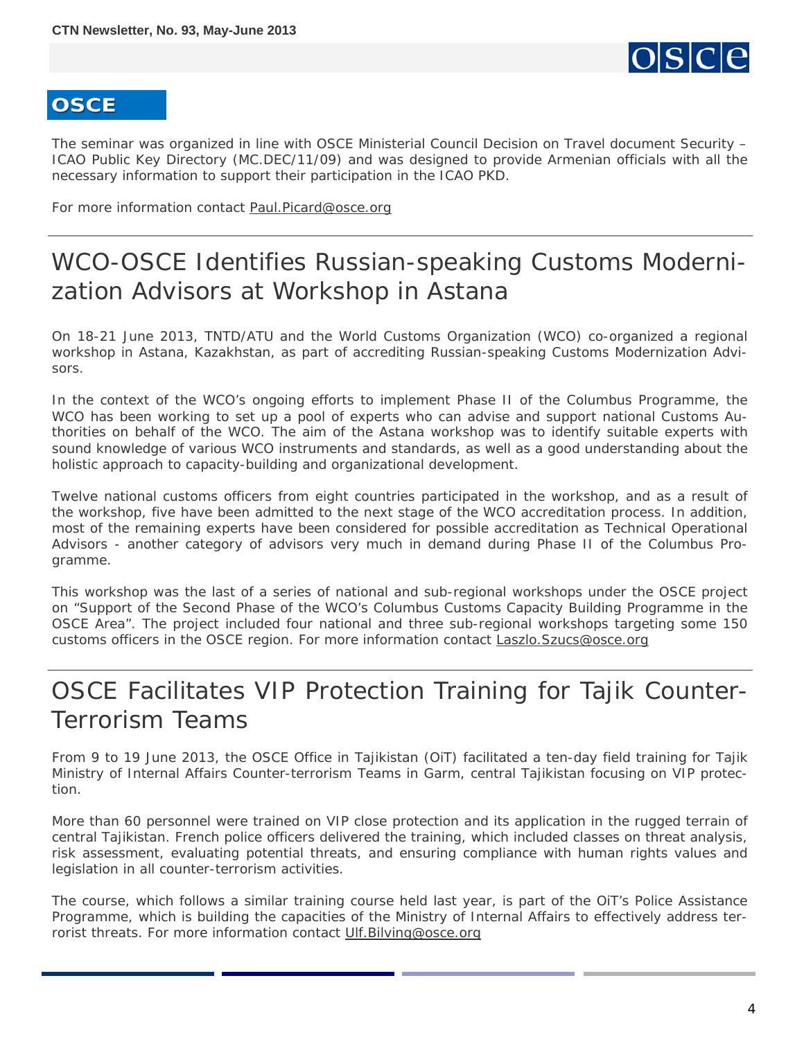## OSCE

The seminar was organized in line with OSCE Ministerial Council Decision on Travel document Security – ICAO Public Key Directory (MC.DEC/11/09) and was designed to provide Armenian officials with all the necessary information to support their participation in the ICAO PKD.

For more information contact Paul.Picard@osce.org

---

# WCO-OSCE Identifies Russian-speaking Customs Modernization Advisors at Workshop in Astana

On 18-21 June 2013, TNTD/ATU and the World Customs Organization (WCO) co-organized a regional workshop in Astana, Kazakhstan, as part of accrediting Russian-speaking Customs Modernization Advisors.

In the context of the WCO's ongoing efforts to implement Phase II of the Columbus Programme, the WCO has been working to set up a pool of experts who can advise and support national Customs Authorities on behalf of the WCO. The aim of the Astana workshop was to identify suitable experts with sound knowledge of various WCO instruments and standards, as well as a good understanding about the holistic approach to capacity-building and organizational development.

Twelve national customs officers from eight countries participated in the workshop, and as a result of the workshop, five have been admitted to the next stage of the WCO accreditation process. In addition, most of the remaining experts have been considered for possible accreditation as Technical Operational Advisors - another category of advisors very much in demand during Phase II of the Columbus Programme.

This workshop was the last of a series of national and sub-regional workshops under the OSCE project on "Support of the Second Phase of the WCO's Columbus Customs Capacity Building Programme in the OSCE Area". The project included four national and three sub-regional workshops targeting some 150 customs officers in the OSCE region. For more information contact Laszlo.Szucs@osce.org

---

# OSCE Facilitates VIP Protection Training for Tajik Counter-Terrorism Teams

From 9 to 19 June 2013, the OSCE Office in Tajikistan (OiT) facilitated a ten-day field training for Tajik Ministry of Internal Affairs Counter-terrorism Teams in Garm, central Tajikistan focusing on VIP protection.

More than 60 personnel were trained on VIP close protection and its application in the rugged terrain of central Tajikistan. French police officers delivered the training, which included classes on threat analysis, risk assessment, evaluating potential threats, and ensuring compliance with human rights values and legislation in all counter-terrorism activities.

The course, which follows a similar training course held last year, is part of the OiT's Police Assistance Programme, which is building the capacities of the Ministry of Internal Affairs to effectively address terrorist threats. For more information contact Ulf.Bilving@osce.org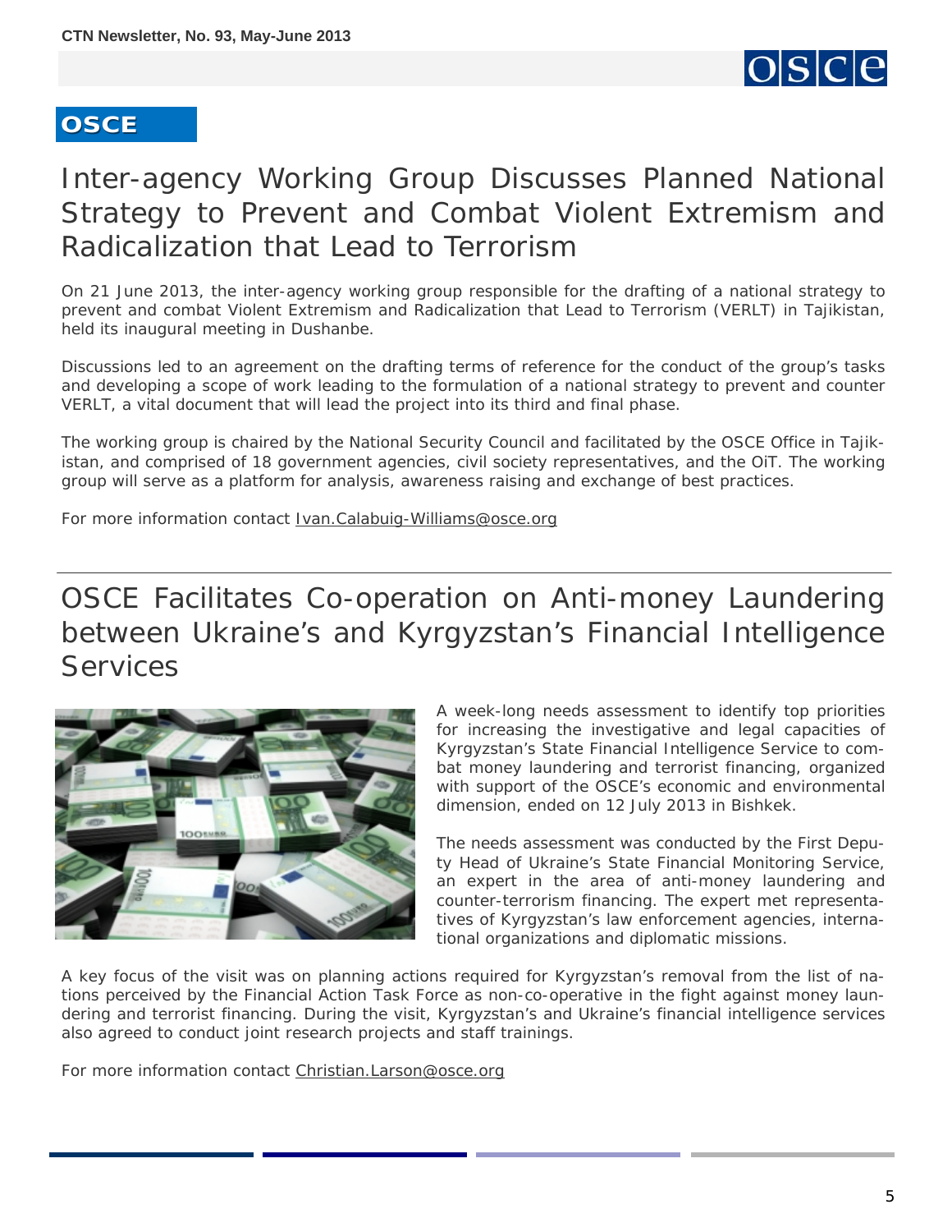## OSCE

# Inter-agency Working Group Discusses Planned National Strategy to Prevent and Combat Violent Extremism and Radicalization that Lead to Terrorism

On 21 June 2013, the inter-agency working group responsible for the drafting of a national strategy to prevent and combat Violent Extremism and Radicalization that Lead to Terrorism (VERLT) in Tajikistan, held its inaugural meeting in Dushanbe.

Discussions led to an agreement on the drafting terms of reference for the conduct of the group's tasks and developing a scope of work leading to the formulation of a national strategy to prevent and counter VERLT, a vital document that will lead the project into its third and final phase.

The working group is chaired by the National Security Council and facilitated by the OSCE Office in Tajikistan, and comprised of 18 government agencies, civil society representatives, and the OiT. The working group will serve as a platform for analysis, awareness raising and exchange of best practices.

For more information contact Ivan.Calabuig-Williams@osce.org

---

# OSCE Facilitates Co-operation on Anti-money Laundering between Ukraine's and Kyrgyzstan's Financial Intelligence Services

A week-long needs assessment to identify top priorities for increasing the investigative and legal capacities of Kyrgyzstan's State Financial Intelligence Service to combat money laundering and terrorist financing, organized with support of the OSCE's economic and environmental dimension, ended on 12 July 2013 in Bishkek.

The needs assessment was conducted by the First Deputy Head of Ukraine's State Financial Monitoring Service, an expert in the area of anti-money laundering and counter-terrorism financing. The expert met representatives of Kyrgyzstan's law enforcement agencies, international organizations and diplomatic missions.

A key focus of the visit was on planning actions required for Kyrgyzstan's removal from the list of nations perceived by the Financial Action Task Force as non-co-operative in the fight against money laundering and terrorist financing. During the visit, Kyrgyzstan's and Ukraine's financial intelligence services also agreed to conduct joint research projects and staff trainings.

For more information contact Christian.Larson@osce.org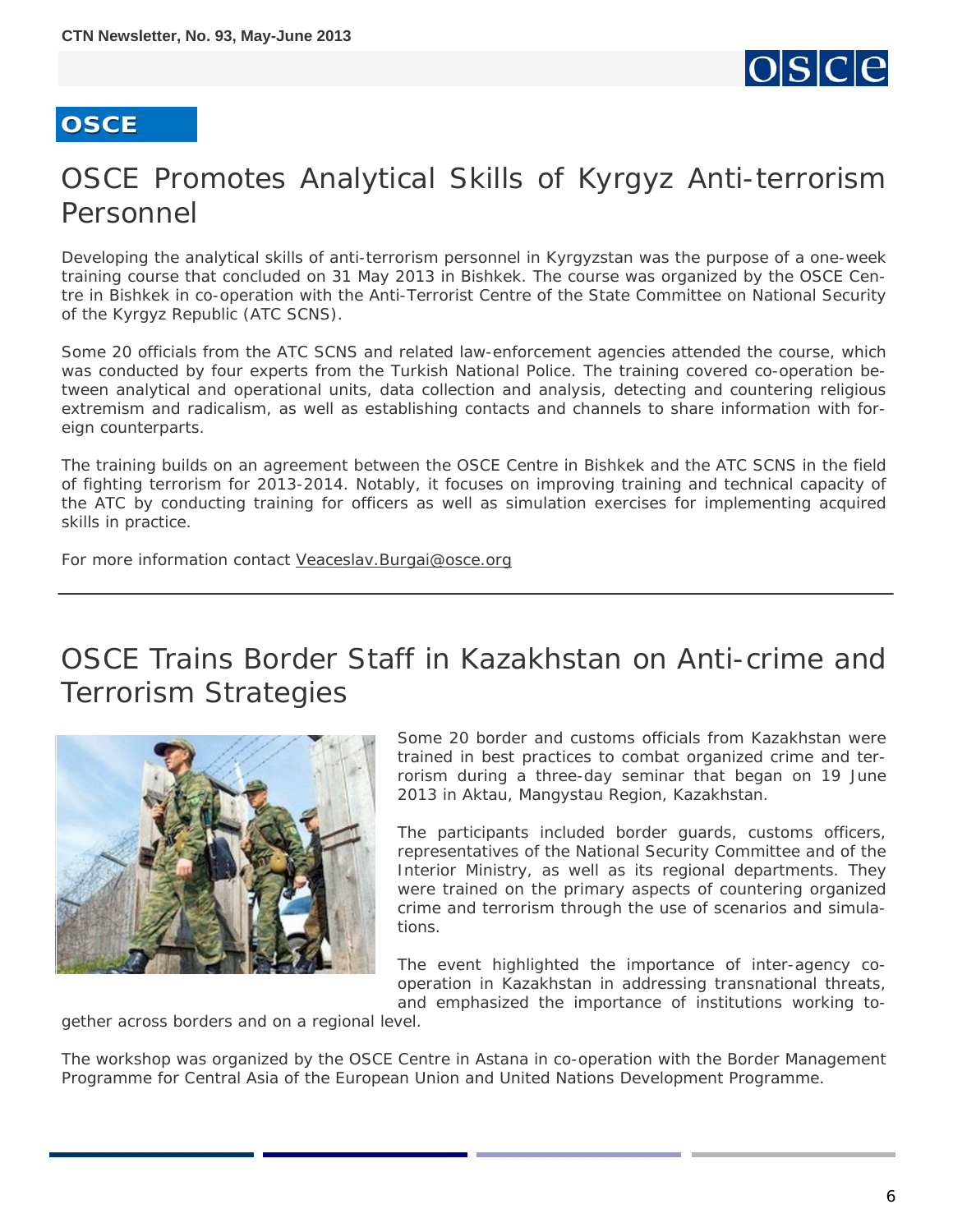**OSCE**

# OSCE Promotes Analytical Skills of Kyrgyz Anti-terrorism Personnel

Developing the analytical skills of anti-terrorism personnel in Kyrgyzstan was the purpose of a one-week training course that concluded on 31 May 2013 in Bishkek. The course was organized by the OSCE Centre in Bishkek in co-operation with the Anti-Terrorist Centre of the State Committee on National Security of the Kyrgyz Republic (ATC SCNS).

Some 20 officials from the ATC SCNS and related law-enforcement agencies attended the course, which was conducted by four experts from the Turkish National Police. The training covered co-operation between analytical and operational units, data collection and analysis, detecting and countering religious extremism and radicalism, as well as establishing contacts and channels to share information with foreign counterparts.

The training builds on an agreement between the OSCE Centre in Bishkek and the ATC SCNS in the field of fighting terrorism for 2013-2014. Notably, it focuses on improving training and technical capacity of the ATC by conducting training for officers as well as simulation exercises for implementing acquired skills in practice.

For more information contact Veaceslav.Burgai@osce.org

---

# OSCE Trains Border Staff in Kazakhstan on Anti-crime and Terrorism Strategies

Some 20 border and customs officials from Kazakhstan were trained in best practices to combat organized crime and terrorism during a three-day seminar that began on 19 June 2013 in Aktau, Mangystau Region, Kazakhstan.

The participants included border guards, customs officers, representatives of the National Security Committee and of the Interior Ministry, as well as its regional departments. They were trained on the primary aspects of countering organized crime and terrorism through the use of scenarios and simulations.

The event highlighted the importance of inter-agency co-operation in Kazakhstan in addressing transnational threats, and emphasized the importance of institutions working together across borders and on a regional level.

The workshop was organized by the OSCE Centre in Astana in co-operation with the Border Management Programme for Central Asia of the European Union and United Nations Development Programme.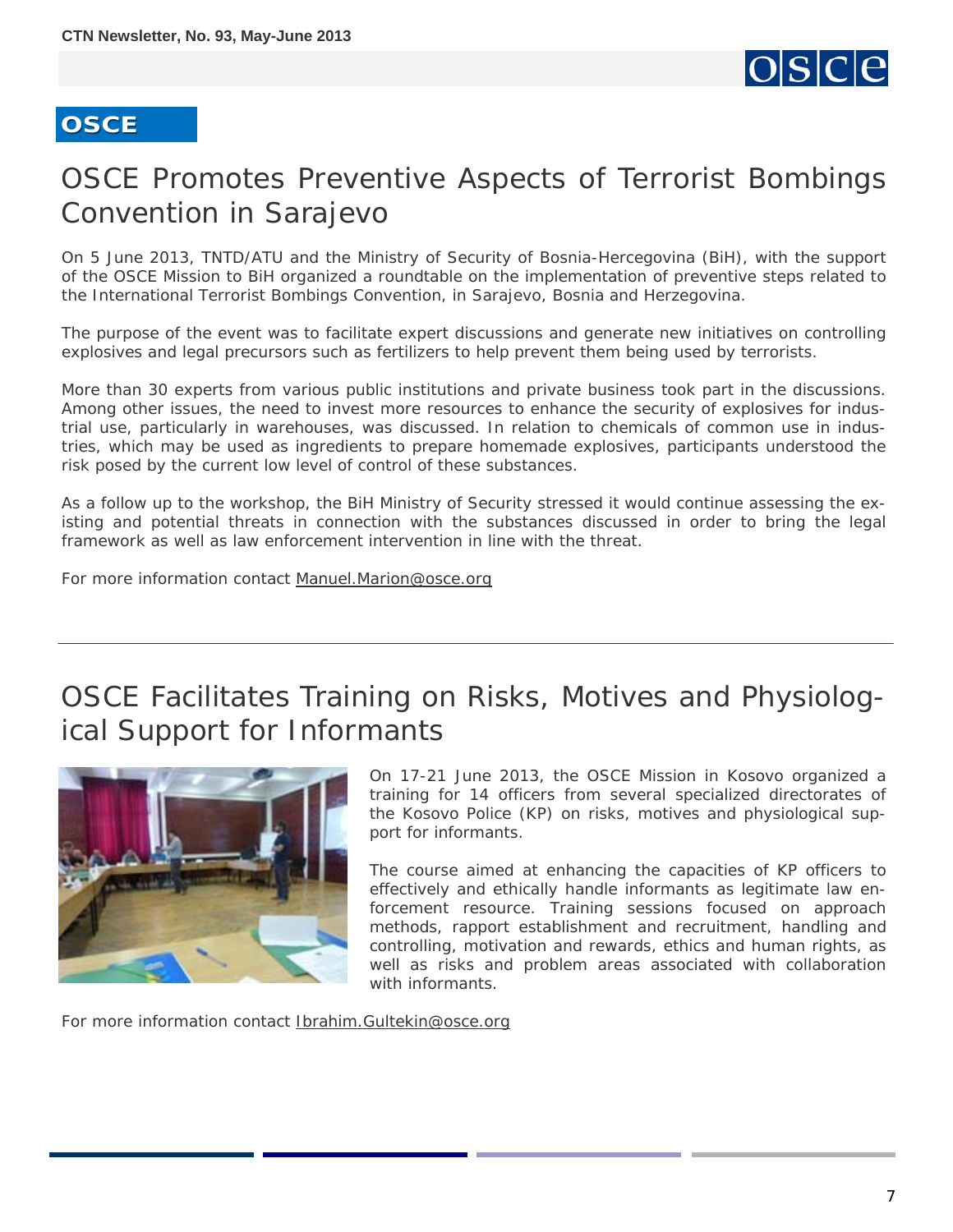## OSCE

# OSCE Promotes Preventive Aspects of Terrorist Bombings Convention in Sarajevo

On 5 June 2013, TNTD/ATU and the Ministry of Security of Bosnia-Hercegovina (BiH), with the support of the OSCE Mission to BiH organized a roundtable on the implementation of preventive steps related to the International Terrorist Bombings Convention, in Sarajevo, Bosnia and Herzegovina.

The purpose of the event was to facilitate expert discussions and generate new initiatives on controlling explosives and legal precursors such as fertilizers to help prevent them being used by terrorists.

More than 30 experts from various public institutions and private business took part in the discussions. Among other issues, the need to invest more resources to enhance the security of explosives for industrial use, particularly in warehouses, was discussed. In relation to chemicals of common use in industries, which may be used as ingredients to prepare homemade explosives, participants understood the risk posed by the current low level of control of these substances.

As a follow up to the workshop, the BiH Ministry of Security stressed it would continue assessing the existing and potential threats in connection with the substances discussed in order to bring the legal framework as well as law enforcement intervention in line with the threat.

For more information contact Manuel.Marion@osce.org

---

# OSCE Facilitates Training on Risks, Motives and Physiological Support for Informants

On 17-21 June 2013, the OSCE Mission in Kosovo organized a training for 14 officers from several specialized directorates of the Kosovo Police (KP) on risks, motives and physiological support for informants.

The course aimed at enhancing the capacities of KP officers to effectively and ethically handle informants as legitimate law enforcement resource. Training sessions focused on approach methods, rapport establishment and recruitment, handling and controlling, motivation and rewards, ethics and human rights, as well as risks and problem areas associated with collaboration with informants.

For more information contact Ibrahim.Gultekin@osce.org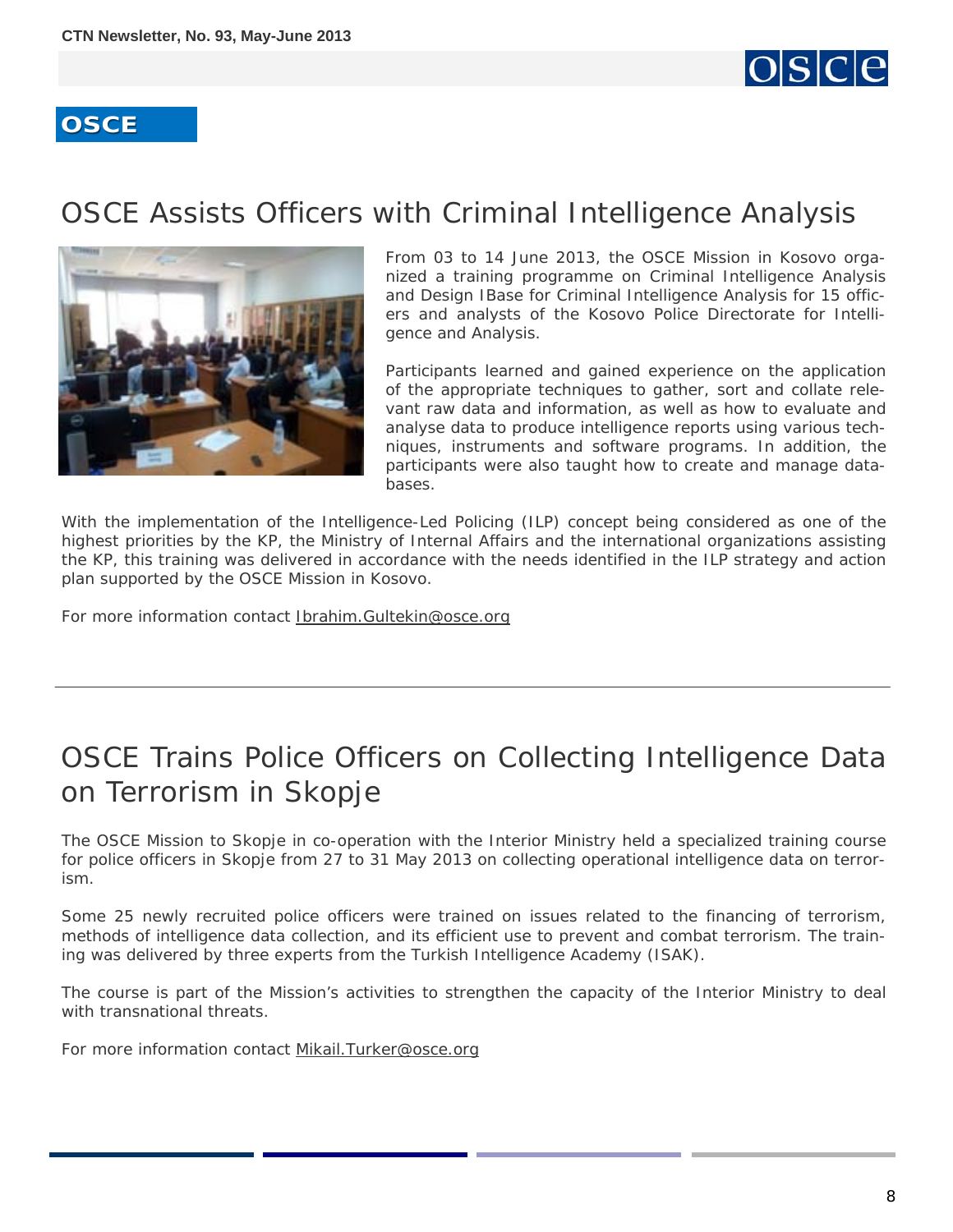**OSCE**

# OSCE Assists Officers with Criminal Intelligence Analysis

From 03 to 14 June 2013, the OSCE Mission in Kosovo organized a training programme on Criminal Intelligence Analysis and Design IBase for Criminal Intelligence Analysis for 15 officers and analysts of the Kosovo Police Directorate for Intelligence and Analysis.

Participants learned and gained experience on the application of the appropriate techniques to gather, sort and collate relevant raw data and information, as well as how to evaluate and analyse data to produce intelligence reports using various techniques, instruments and software programs. In addition, the participants were also taught how to create and manage databases.

With the implementation of the Intelligence-Led Policing (ILP) concept being considered as one of the highest priorities by the KP, the Ministry of Internal Affairs and the international organizations assisting the KP, this training was delivered in accordance with the needs identified in the ILP strategy and action plan supported by the OSCE Mission in Kosovo.

For more information contact Ibrahim.Gultekin@osce.org

---

# OSCE Trains Police Officers on Collecting Intelligence Data on Terrorism in Skopje

The OSCE Mission to Skopje in co-operation with the Interior Ministry held a specialized training course for police officers in Skopje from 27 to 31 May 2013 on collecting operational intelligence data on terrorism.

Some 25 newly recruited police officers were trained on issues related to the financing of terrorism, methods of intelligence data collection, and its efficient use to prevent and combat terrorism. The training was delivered by three experts from the Turkish Intelligence Academy (ISAK).

The course is part of the Mission's activities to strengthen the capacity of the Interior Ministry to deal with transnational threats.

For more information contact Mikail.Turker@osce.org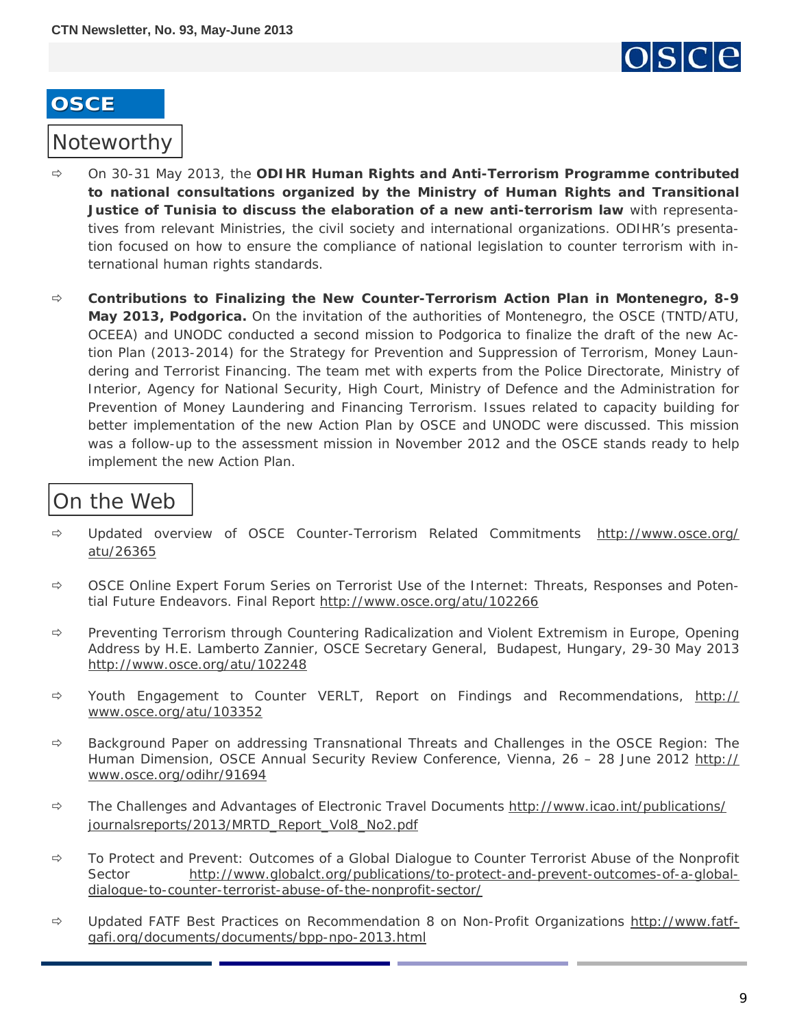## OSCE

### Noteworthy

- On 30-31 May 2013, the **ODIHR Human Rights and Anti-Terrorism Programme contributed to national consultations organized by the Ministry of Human Rights and Transitional Justice of Tunisia to discuss the elaboration of a new anti-terrorism law** with representatives from relevant Ministries, the civil society and international organizations. ODIHR's presentation focused on how to ensure the compliance of national legislation to counter terrorism with international human rights standards.

- **Contributions to Finalizing the New Counter-Terrorism Action Plan in Montenegro, 8-9 May 2013, Podgorica.** On the invitation of the authorities of Montenegro, the OSCE (TNTD/ATU, OCEEA) and UNODC conducted a second mission to Podgorica to finalize the draft of the new Action Plan (2013-2014) for the Strategy for Prevention and Suppression of Terrorism, Money Laundering and Terrorist Financing. The team met with experts from the Police Directorate, Ministry of Interior, Agency for National Security, High Court, Ministry of Defence and the Administration for Prevention of Money Laundering and Financing Terrorism. Issues related to capacity building for better implementation of the new Action Plan by OSCE and UNODC were discussed. This mission was a follow-up to the assessment mission in November 2012 and the OSCE stands ready to help implement the new Action Plan.

### On the Web

- Updated overview of OSCE Counter-Terrorism Related Commitments http://www.osce.org/atu/26365

- OSCE Online Expert Forum Series on Terrorist Use of the Internet: Threats, Responses and Potential Future Endeavors. Final Report http://www.osce.org/atu/102266

- Preventing Terrorism through Countering Radicalization and Violent Extremism in Europe, Opening Address by H.E. Lamberto Zannier, OSCE Secretary General, Budapest, Hungary, 29-30 May 2013 http://www.osce.org/atu/102248

- Youth Engagement to Counter VERLT, Report on Findings and Recommendations, http://www.osce.org/atu/103352

- Background Paper on addressing Transnational Threats and Challenges in the OSCE Region: The Human Dimension, OSCE Annual Security Review Conference, Vienna, 26 – 28 June 2012 http://www.osce.org/odihr/91694

- The Challenges and Advantages of Electronic Travel Documents http://www.icao.int/publications/journalsreports/2013/MRTD_Report_Vol8_No2.pdf

- To Protect and Prevent: Outcomes of a Global Dialogue to Counter Terrorist Abuse of the Nonprofit Sector http://www.globalct.org/publications/to-protect-and-prevent-outcomes-of-a-global-dialogue-to-counter-terrorist-abuse-of-the-nonprofit-sector/

- Updated FATF Best Practices on Recommendation 8 on Non-Profit Organizations http://www.fatf-gafi.org/documents/documents/bpp-npo-2013.html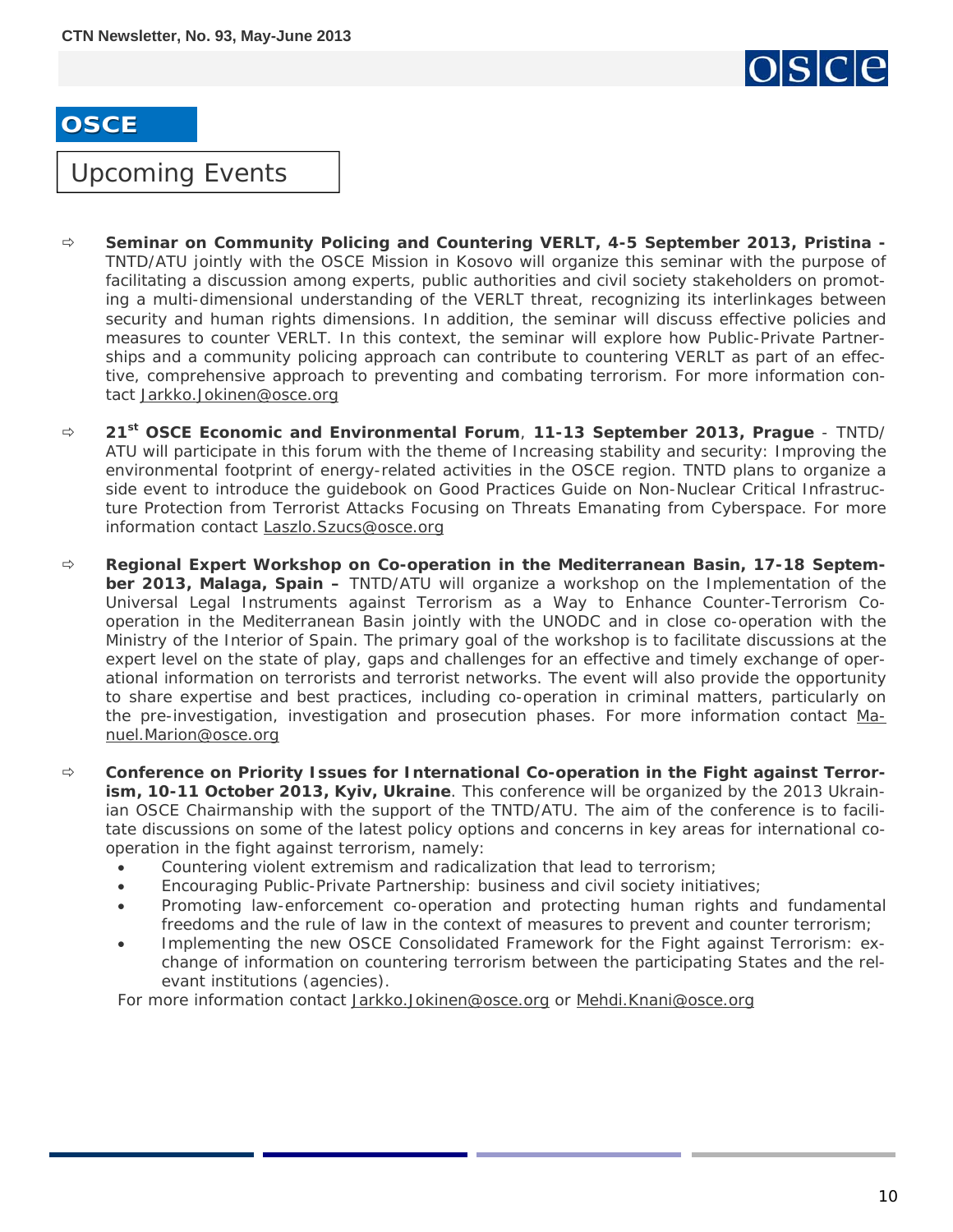## OSCE

### Upcoming Events

- **Seminar on Community Policing and Countering VERLT, 4-5 September 2013, Pristina -** TNTD/ATU jointly with the OSCE Mission in Kosovo will organize this seminar with the purpose of facilitating a discussion among experts, public authorities and civil society stakeholders on promoting a multi-dimensional understanding of the VERLT threat, recognizing its interlinkages between security and human rights dimensions. In addition, the seminar will discuss effective policies and measures to counter VERLT. In this context, the seminar will explore how Public-Private Partnerships and a community policing approach can contribute to countering VERLT as part of an effective, comprehensive approach to preventing and combating terrorism. For more information contact Jarkko.Jokinen@osce.org

- **21st OSCE Economic and Environmental Forum**, **11-13 September 2013, Prague** - TNTD/ATU will participate in this forum with the theme of Increasing stability and security: Improving the environmental footprint of energy-related activities in the OSCE region. TNTD plans to organize a side event to introduce the guidebook on Good Practices Guide on Non-Nuclear Critical Infrastructure Protection from Terrorist Attacks Focusing on Threats Emanating from Cyberspace. For more information contact Laszlo.Szucs@osce.org

- **Regional Expert Workshop on Co-operation in the Mediterranean Basin, 17-18 September 2013, Malaga, Spain –** TNTD/ATU will organize a workshop on the Implementation of the Universal Legal Instruments against Terrorism as a Way to Enhance Counter-Terrorism Co-operation in the Mediterranean Basin jointly with the UNODC and in close co-operation with the Ministry of the Interior of Spain. The primary goal of the workshop is to facilitate discussions at the expert level on the state of play, gaps and challenges for an effective and timely exchange of operational information on terrorists and terrorist networks. The event will also provide the opportunity to share expertise and best practices, including co-operation in criminal matters, particularly on the pre-investigation, investigation and prosecution phases. For more information contact Manuel.Marion@osce.org

- **Conference on Priority Issues for International Co-operation in the Fight against Terrorism, 10-11 October 2013, Kyiv, Ukraine**. This conference will be organized by the 2013 Ukrainian OSCE Chairmanship with the support of the TNTD/ATU. The aim of the conference is to facilitate discussions on some of the latest policy options and concerns in key areas for international co-operation in the fight against terrorism, namely:
  - Countering violent extremism and radicalization that lead to terrorism;
  - Encouraging Public-Private Partnership: business and civil society initiatives;
  - Promoting law-enforcement co-operation and protecting human rights and fundamental freedoms and the rule of law in the context of measures to prevent and counter terrorism;
  - Implementing the new OSCE Consolidated Framework for the Fight against Terrorism: exchange of information on countering terrorism between the participating States and the relevant institutions (agencies).

  For more information contact Jarkko.Jokinen@osce.org or Mehdi.Knani@osce.org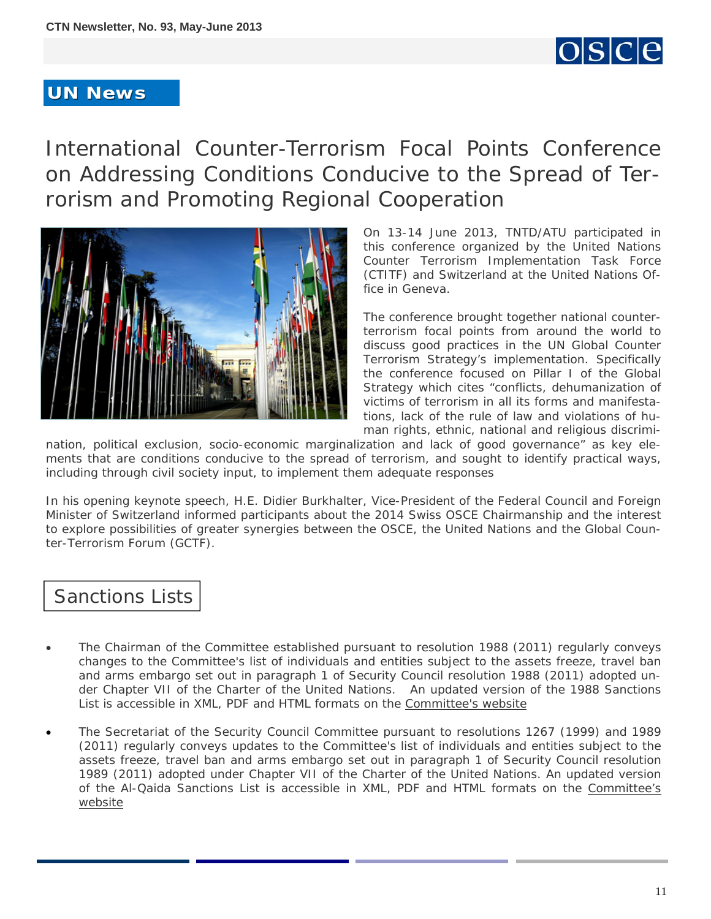## UN News

# International Counter-Terrorism Focal Points Conference on Addressing Conditions Conducive to the Spread of Terrorism and Promoting Regional Cooperation

On 13-14 June 2013, TNTD/ATU participated in this conference organized by the United Nations Counter Terrorism Implementation Task Force (CTITF) and Switzerland at the United Nations Office in Geneva.

The conference brought together national counter-terrorism focal points from around the world to discuss good practices in the UN Global Counter Terrorism Strategy's implementation. Specifically the conference focused on Pillar I of the Global Strategy which cites "conflicts, dehumanization of victims of terrorism in all its forms and manifestations, lack of the rule of law and violations of human rights, ethnic, national and religious discrimination, political exclusion, socio-economic marginalization and lack of good governance" as key elements that are conditions conducive to the spread of terrorism, and sought to identify practical ways, including through civil society input, to implement them adequate responses

In his opening keynote speech, H.E. Didier Burkhalter, Vice-President of the Federal Council and Foreign Minister of Switzerland informed participants about the 2014 Swiss OSCE Chairmanship and the interest to explore possibilities of greater synergies between the OSCE, the United Nations and the Global Counter-Terrorism Forum (GCTF).

## Sanctions Lists

- The Chairman of the Committee established pursuant to resolution 1988 (2011) regularly conveys changes to the Committee's list of individuals and entities subject to the assets freeze, travel ban and arms embargo set out in paragraph 1 of Security Council resolution 1988 (2011) adopted under Chapter VII of the Charter of the United Nations. An updated version of the 1988 Sanctions List is accessible in XML, PDF and HTML formats on the Committee's website

- The Secretariat of the Security Council Committee pursuant to resolutions 1267 (1999) and 1989 (2011) regularly conveys updates to the Committee's list of individuals and entities subject to the assets freeze, travel ban and arms embargo set out in paragraph 1 of Security Council resolution 1989 (2011) adopted under Chapter VII of the Charter of the United Nations. An updated version of the Al-Qaida Sanctions List is accessible in XML, PDF and HTML formats on the Committee's website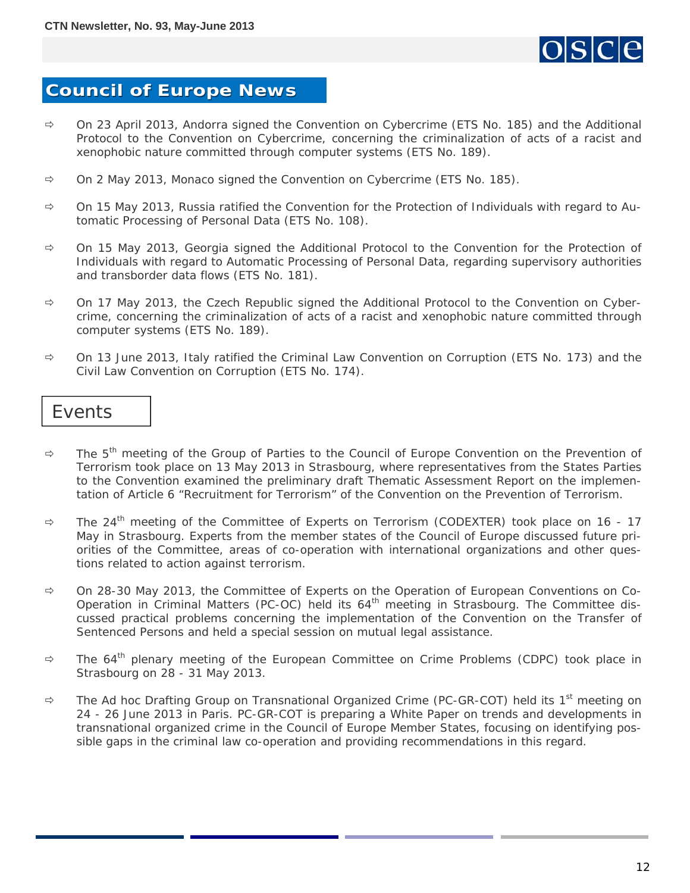## Council of Europe News

- On 23 April 2013, Andorra signed the Convention on Cybercrime (ETS No. 185) and the Additional Protocol to the Convention on Cybercrime, concerning the criminalization of acts of a racist and xenophobic nature committed through computer systems (ETS No. 189).
- On 2 May 2013, Monaco signed the Convention on Cybercrime (ETS No. 185).
- On 15 May 2013, Russia ratified the Convention for the Protection of Individuals with regard to Automatic Processing of Personal Data (ETS No. 108).
- On 15 May 2013, Georgia signed the Additional Protocol to the Convention for the Protection of Individuals with regard to Automatic Processing of Personal Data, regarding supervisory authorities and transborder data flows (ETS No. 181).
- On 17 May 2013, the Czech Republic signed the Additional Protocol to the Convention on Cybercrime, concerning the criminalization of acts of a racist and xenophobic nature committed through computer systems (ETS No. 189).
- On 13 June 2013, Italy ratified the Criminal Law Convention on Corruption (ETS No. 173) and the Civil Law Convention on Corruption (ETS No. 174).

### Events

- The 5th meeting of the Group of Parties to the Council of Europe Convention on the Prevention of Terrorism took place on 13 May 2013 in Strasbourg, where representatives from the States Parties to the Convention examined the preliminary draft Thematic Assessment Report on the implementation of Article 6 "Recruitment for Terrorism" of the Convention on the Prevention of Terrorism.
- The 24th meeting of the Committee of Experts on Terrorism (CODEXTER) took place on 16 - 17 May in Strasbourg. Experts from the member states of the Council of Europe discussed future priorities of the Committee, areas of co-operation with international organizations and other questions related to action against terrorism.
- On 28-30 May 2013, the Committee of Experts on the Operation of European Conventions on Co-Operation in Criminal Matters (PC-OC) held its 64th meeting in Strasbourg. The Committee discussed practical problems concerning the implementation of the Convention on the Transfer of Sentenced Persons and held a special session on mutual legal assistance.
- The 64th plenary meeting of the European Committee on Crime Problems (CDPC) took place in Strasbourg on 28 - 31 May 2013.
- The Ad hoc Drafting Group on Transnational Organized Crime (PC-GR-COT) held its 1st meeting on 24 - 26 June 2013 in Paris. PC-GR-COT is preparing a White Paper on trends and developments in transnational organized crime in the Council of Europe Member States, focusing on identifying possible gaps in the criminal law co-operation and providing recommendations in this regard.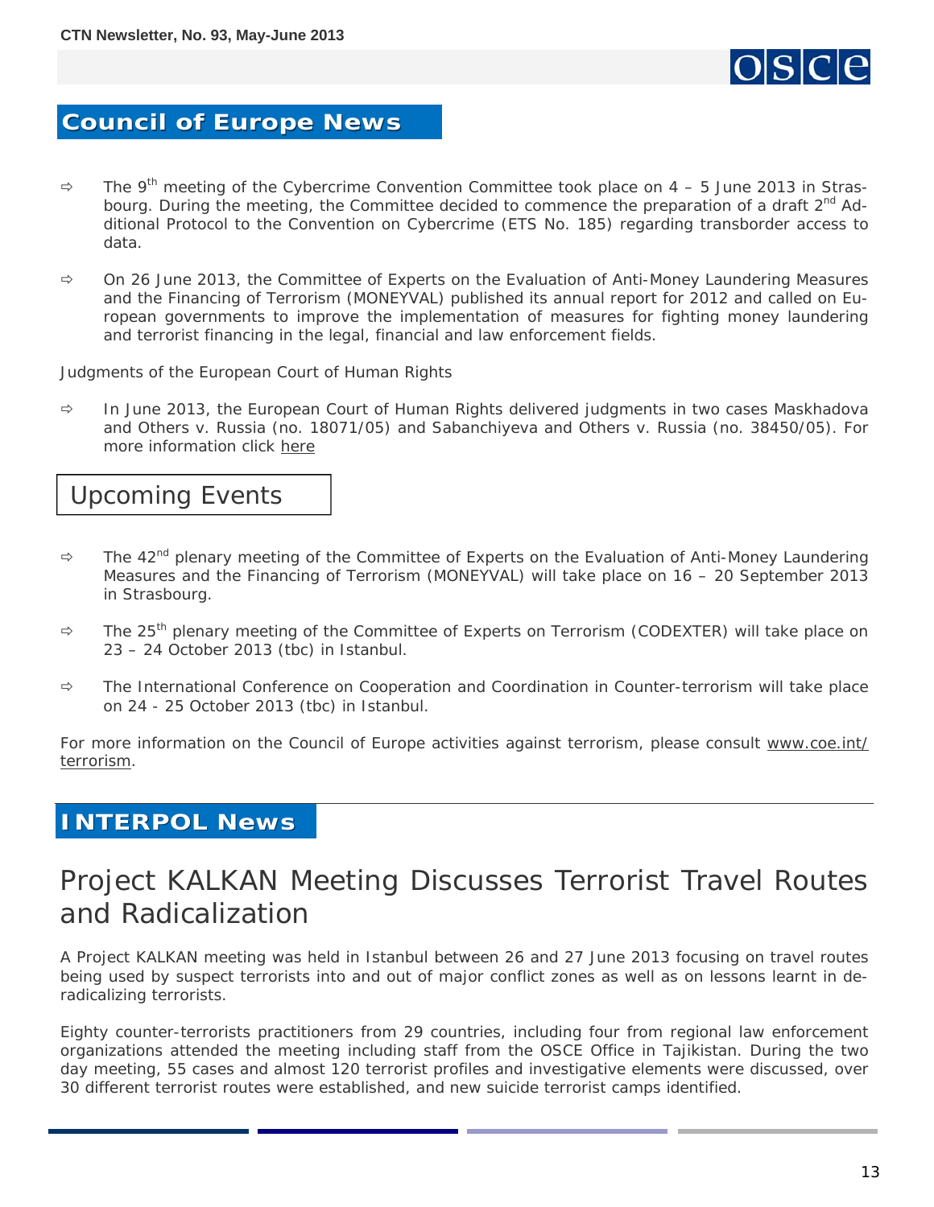## Council of Europe News

- The 9th meeting of the Cybercrime Convention Committee took place on 4 – 5 June 2013 in Strasbourg. During the meeting, the Committee decided to commence the preparation of a draft 2nd Additional Protocol to the Convention on Cybercrime (ETS No. 185) regarding transborder access to data.

- On 26 June 2013, the Committee of Experts on the Evaluation of Anti-Money Laundering Measures and the Financing of Terrorism (MONEYVAL) published its annual report for 2012 and called on European governments to improve the implementation of measures for fighting money laundering and terrorist financing in the legal, financial and law enforcement fields.

Judgments of the European Court of Human Rights

- In June 2013, the European Court of Human Rights delivered judgments in two cases Maskhadova and Others v. Russia (no. 18071/05) and Sabanchiyeva and Others v. Russia (no. 38450/05). For more information click here

### Upcoming Events

- The 42nd plenary meeting of the Committee of Experts on the Evaluation of Anti-Money Laundering Measures and the Financing of Terrorism (MONEYVAL) will take place on 16 – 20 September 2013 in Strasbourg.

- The 25th plenary meeting of the Committee of Experts on Terrorism (CODEXTER) will take place on 23 – 24 October 2013 (tbc) in Istanbul.

- The International Conference on Cooperation and Coordination in Counter-terrorism will take place on 24 - 25 October 2013 (tbc) in Istanbul.

For more information on the Council of Europe activities against terrorism, please consult www.coe.int/terrorism.

## INTERPOL News

# Project KALKAN Meeting Discusses Terrorist Travel Routes and Radicalization

A Project KALKAN meeting was held in Istanbul between 26 and 27 June 2013 focusing on travel routes being used by suspect terrorists into and out of major conflict zones as well as on lessons learnt in deradicalizing terrorists.

Eighty counter-terrorists practitioners from 29 countries, including four from regional law enforcement organizations attended the meeting including staff from the OSCE Office in Tajikistan. During the two day meeting, 55 cases and almost 120 terrorist profiles and investigative elements were discussed, over 30 different terrorist routes were established, and new suicide terrorist camps identified.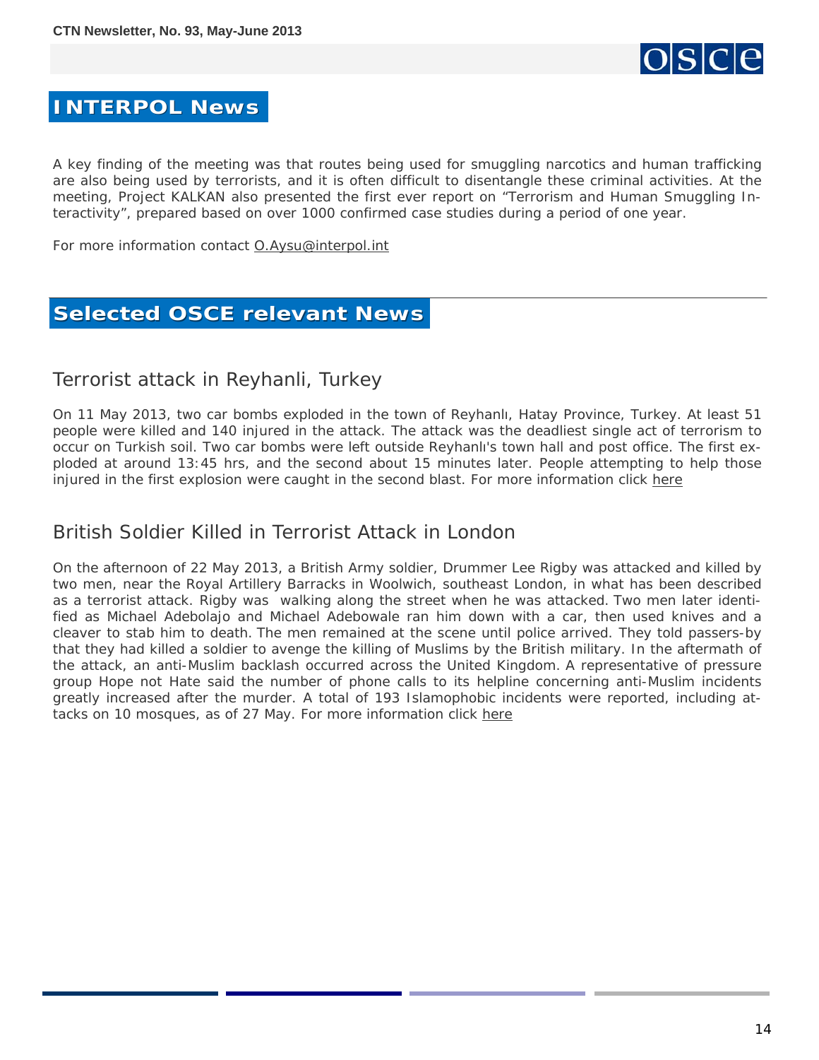## INTERPOL News

A key finding of the meeting was that routes being used for smuggling narcotics and human trafficking are also being used by terrorists, and it is often difficult to disentangle these criminal activities. At the meeting, Project KALKAN also presented the first ever report on "Terrorism and Human Smuggling Interactivity", prepared based on over 1000 confirmed case studies during a period of one year.

For more information contact O.Aysu@interpol.int

## Selected OSCE relevant News

### Terrorist attack in Reyhanli, Turkey

On 11 May 2013, two car bombs exploded in the town of Reyhanlı, Hatay Province, Turkey. At least 51 people were killed and 140 injured in the attack. The attack was the deadliest single act of terrorism to occur on Turkish soil. Two car bombs were left outside Reyhanlı's town hall and post office. The first exploded at around 13:45 hrs, and the second about 15 minutes later. People attempting to help those injured in the first explosion were caught in the second blast. For more information click here

### British Soldier Killed in Terrorist Attack in London

On the afternoon of 22 May 2013, a British Army soldier, Drummer Lee Rigby was attacked and killed by two men, near the Royal Artillery Barracks in Woolwich, southeast London, in what has been described as a terrorist attack. Rigby was walking along the street when he was attacked. Two men later identified as Michael Adebolajo and Michael Adebowale ran him down with a car, then used knives and a cleaver to stab him to death. The men remained at the scene until police arrived. They told passers-by that they had killed a soldier to avenge the killing of Muslims by the British military. In the aftermath of the attack, an anti-Muslim backlash occurred across the United Kingdom. A representative of pressure group Hope not Hate said the number of phone calls to its helpline concerning anti-Muslim incidents greatly increased after the murder. A total of 193 Islamophobic incidents were reported, including attacks on 10 mosques, as of 27 May. For more information click here